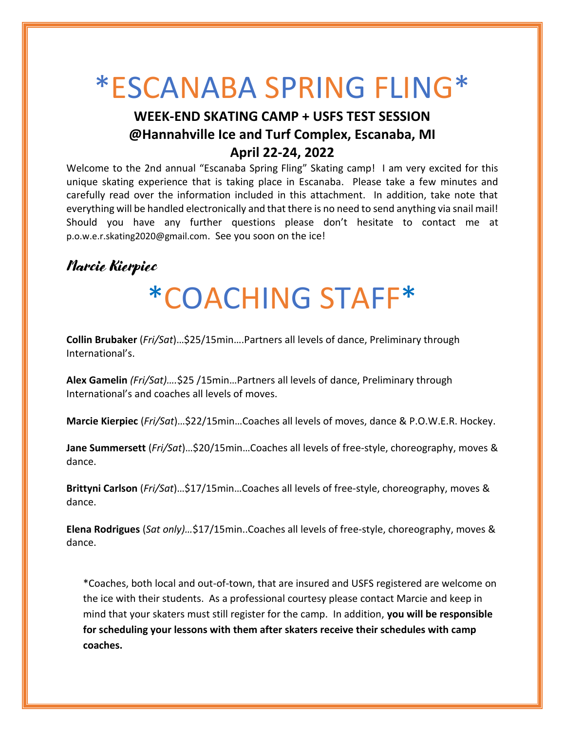# *ESCANABA SPRING FLING*

### WEEK-END SKATING CAMP + USFS TEST SESSION
### @Hannahville Ice and Turf Complex, Escanaba, MI
### April 22-24, 2022

Welcome to the 2nd annual "Escanaba Spring Fling" Skating camp! I am very excited for this unique skating experience that is taking place in Escanaba. Please take a few minutes and carefully read over the information included in this attachment. In addition, take note that everything will be handled electronically and that there is no need to send anything via snail mail! Should you have any further questions please don't hesitate to contact me at p.o.w.e.r.skating2020@gmail.com. See you soon on the ice!

*Marcie Kierpiec*

# *COACHING STAFF*

**Collin Brubaker** (*Fri/Sat*)…$25/15min….Partners all levels of dance, Preliminary through International's.

**Alex Gamelin** *(Fri/Sat)*….$25 /15min…Partners all levels of dance, Preliminary through International's and coaches all levels of moves.

**Marcie Kierpiec** (*Fri/Sat*)…$22/15min…Coaches all levels of moves, dance & P.O.W.E.R. Hockey.

**Jane Summersett** (*Fri/Sat*)…$20/15min…Coaches all levels of free-style, choreography, moves & dance.

**Brittyni Carlson** (*Fri/Sat*)…$17/15min…Coaches all levels of free-style, choreography, moves & dance.

**Elena Rodrigues** (*Sat only)…*$17/15min..Coaches all levels of free-style, choreography, moves & dance.

*Coaches, both local and out-of-town, that are insured and USFS registered are welcome on the ice with their students. As a professional courtesy please contact Marcie and keep in mind that your skaters must still register for the camp. In addition, **you will be responsible for scheduling your lessons with them after skaters receive their schedules with camp coaches.**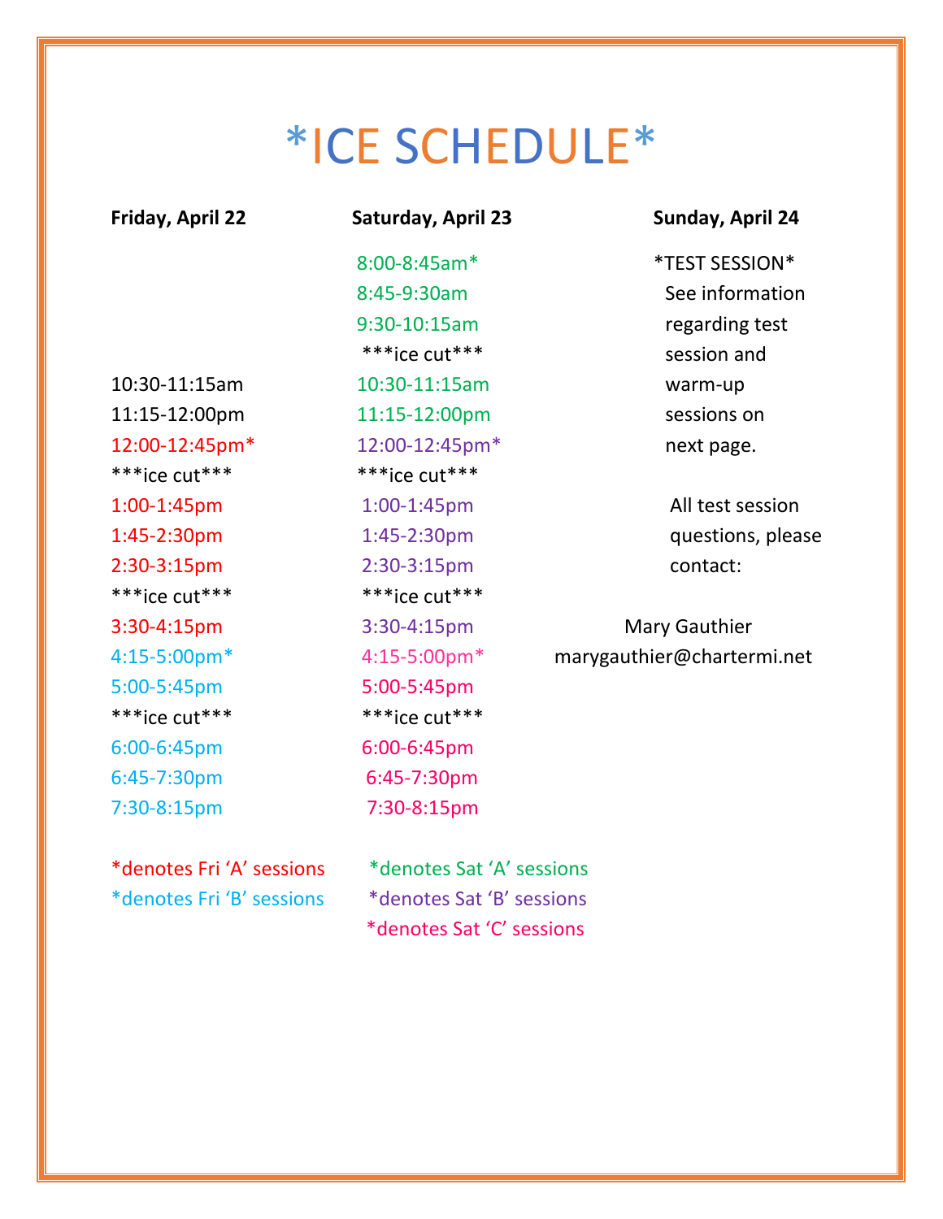# *ICE SCHEDULE*

| Friday, April 22 | Saturday, April 23 | Sunday, April 24 |
|---|---|---|
| | 8:00-8:45am* | *TEST SESSION* |
| | 8:45-9:30am | See information |
| | 9:30-10:15am | regarding test |
| | ***ice cut*** | session and |
| 10:30-11:15am | 10:30-11:15am | warm-up |
| 11:15-12:00pm | 11:15-12:00pm | sessions on |
| 12:00-12:45pm* | 12:00-12:45pm* | next page. |
| ***ice cut*** | ***ice cut*** | |
| 1:00-1:45pm | 1:00-1:45pm | All test session |
| 1:45-2:30pm | 1:45-2:30pm | questions, please |
| 2:30-3:15pm | 2:30-3:15pm | contact: |
| ***ice cut*** | ***ice cut*** | |
| 3:30-4:15pm | 3:30-4:15pm | Mary Gauthier |
| 4:15-5:00pm* | 4:15-5:00pm* | marygauthier@chartermi.net |
| 5:00-5:45pm | 5:00-5:45pm | |
| ***ice cut*** | ***ice cut*** | |
| 6:00-6:45pm | 6:00-6:45pm | |
| 6:45-7:30pm | 6:45-7:30pm | |
| 7:30-8:15pm | 7:30-8:15pm | |

*denotes Fri 'A' sessions

*denotes Fri 'B' sessions

*denotes Sat 'A' sessions

*denotes Sat 'B' sessions

*denotes Sat 'C' sessions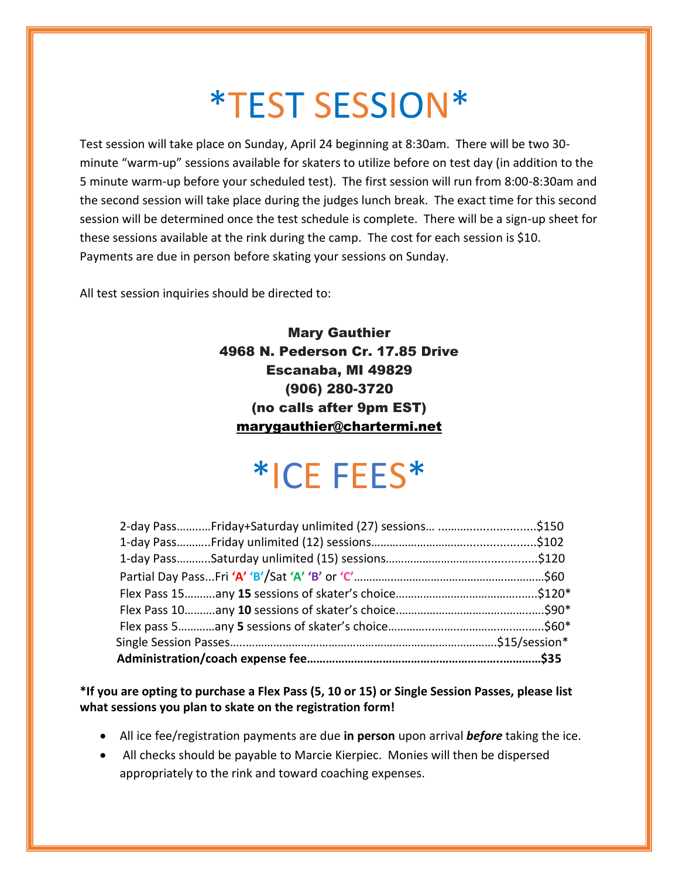# *TEST SESSION*

Test session will take place on Sunday, April 24 beginning at 8:30am. There will be two 30-minute "warm-up" sessions available for skaters to utilize before on test day (in addition to the 5 minute warm-up before your scheduled test). The first session will run from 8:00-8:30am and the second session will take place during the judges lunch break. The exact time for this second session will be determined once the test schedule is complete. There will be a sign-up sheet for these sessions available at the rink during the camp. The cost for each session is $10. Payments are due in person before skating your sessions on Sunday.

All test session inquiries should be directed to:

**Mary Gauthier**
**4968 N. Pederson Cr. 17.85 Drive**
**Escanaba, MI 49829**
**(906) 280-3720**
**(no calls after 9pm EST)**
**marygauthier@chartermi.net**

# *ICE FEES*

2-day Pass..........Friday+Saturday unlimited (27) sessions... ..............................$150
1-day Pass..........Friday unlimited (12) sessions..................................................$102
1-day Pass..........Saturday unlimited (15) sessions..............................................$120
Partial Day Pass...Fri **'A' 'B'**/Sat **'A' 'B'** or **'C'**........................................................$60
Flex Pass 15.........any **15** sessions of skater's choice..........................................$120*
Flex Pass 10.........any **10** sessions of skater's choice............................................$90*
Flex pass 5...........any **5** sessions of skater's choice...............................................$60*
Single Session Passes...................................................................................$15/session*
**Administration/coach expense fee.......................................................................$35**

**\*If you are opting to purchase a Flex Pass (5, 10 or 15) or Single Session Passes, please list what sessions you plan to skate on the registration form!**

- All ice fee/registration payments are due **in person** upon arrival ***before*** taking the ice.
- All checks should be payable to Marcie Kierpiec. Monies will then be dispersed appropriately to the rink and toward coaching expenses.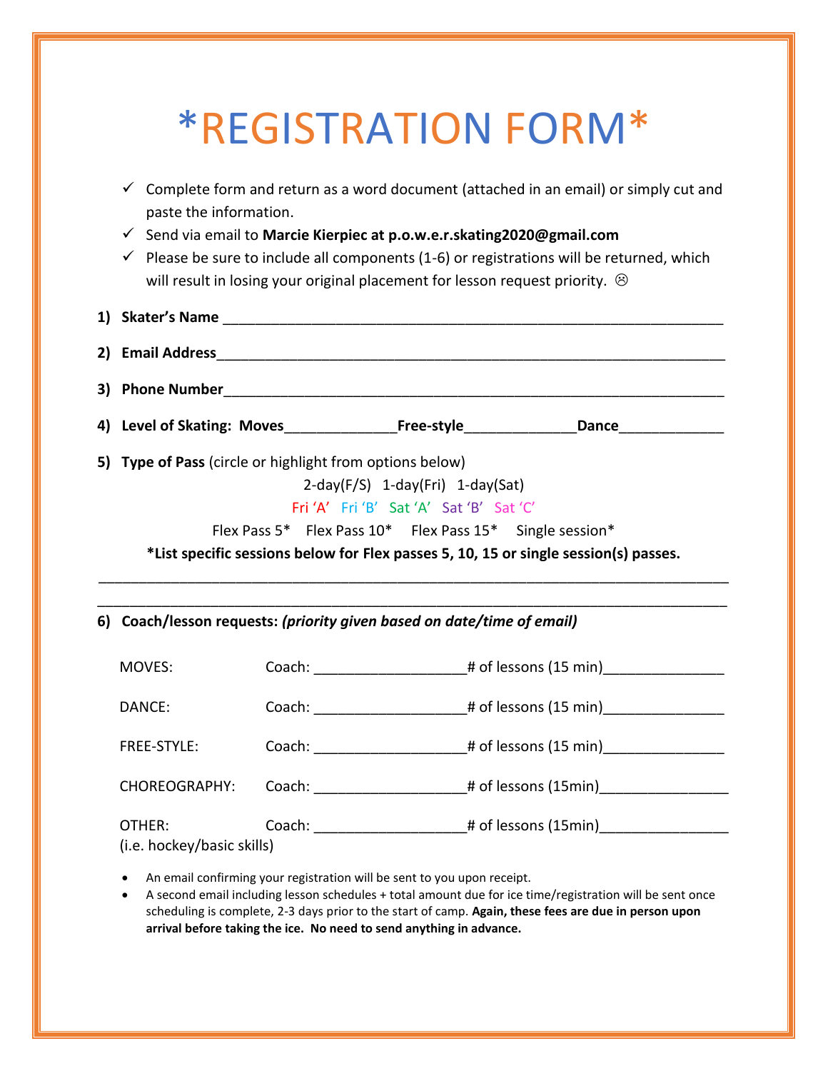# *REGISTRATION FORM*

- ✓ Complete form and return as a word document (attached in an email) or simply cut and paste the information.
- ✓ Send via email to **Marcie Kierpiec at p.o.w.e.r.skating2020@gmail.com**
- ✓ Please be sure to include all components (1-6) or registrations will be returned, which will result in losing your original placement for lesson request priority. ☹

1) **Skater's Name** ______________________________________________________________

2) **Email Address**______________________________________________________________

3) **Phone Number**______________________________________________________________

4) **Level of Skating: Moves**_____________**Free-style**_____________**Dance**____________

5) **Type of Pass** (circle or highlight from options below)

2-day(F/S) 1-day(Fri) 1-day(Sat)

Fri 'A' Fri 'B' Sat 'A' Sat 'B' Sat 'C'

Flex Pass 5* Flex Pass 10* Flex Pass 15* Single session*

**\*List specific sessions below for Flex passes 5, 10, 15 or single session(s) passes.**

___________________________________________________________________________

___________________________________________________________________________

6) **Coach/lesson requests:** ***(priority given based on date/time of email)***

MOVES: Coach: __________________# of lessons (15 min)______________

DANCE: Coach: __________________# of lessons (15 min)______________

FREE-STYLE: Coach: __________________# of lessons (15 min)______________

CHOREOGRAPHY: Coach: __________________# of lessons (15min)_______________

OTHER: Coach: __________________# of lessons (15min)_______________
(i.e. hockey/basic skills)

- An email confirming your registration will be sent to you upon receipt.
- A second email including lesson schedules + total amount due for ice time/registration will be sent once scheduling is complete, 2-3 days prior to the start of camp. **Again, these fees are due in person upon arrival before taking the ice. No need to send anything in advance.**